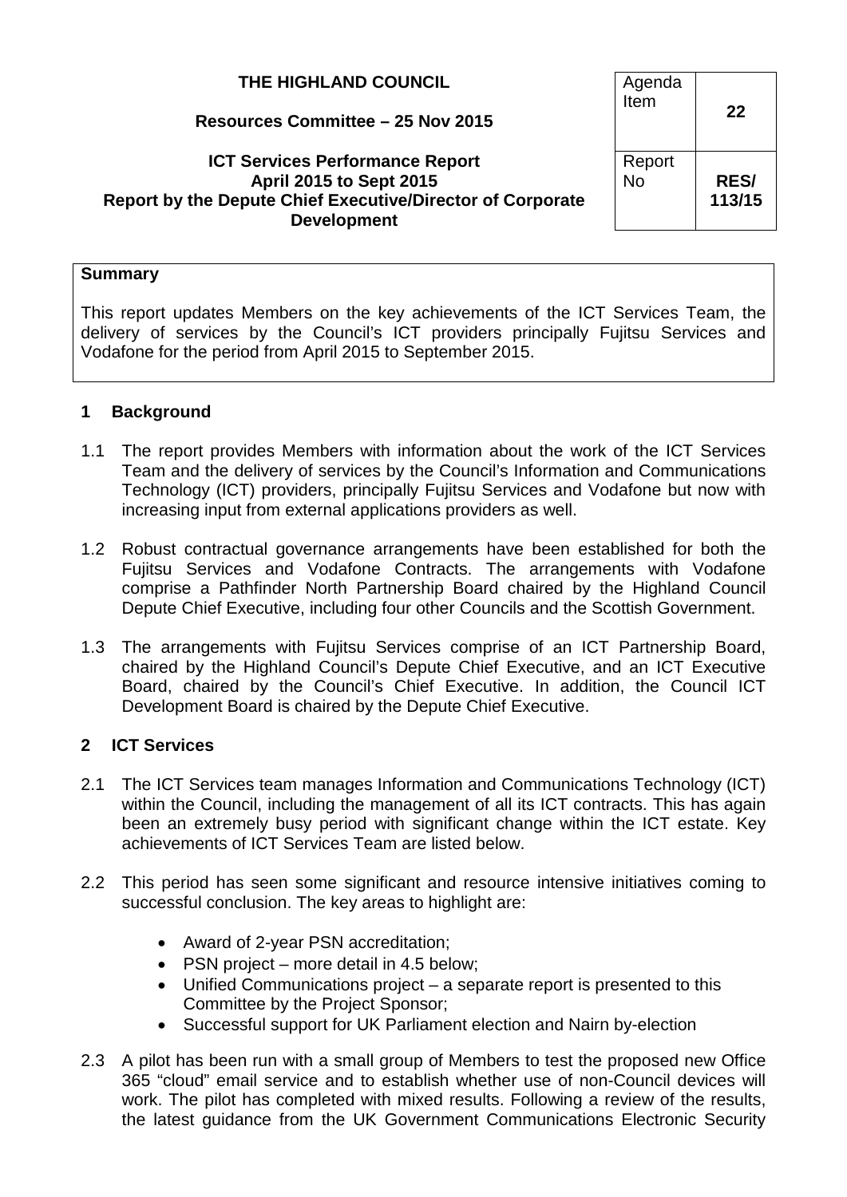**THE HIGHLAND COUNCIL**

**Resources Committee – 25 Nov 2015**

**ICT Services Performance Report**
**April 2015 to Sept 2015**
**Report by the Depute Chief Executive/Director of Corporate Development**

| Agenda Item | **22** |
| --- | --- |
| Report No | **RES/ 113/15** |

**Summary**

This report updates Members on the key achievements of the ICT Services Team, the delivery of services by the Council's ICT providers principally Fujitsu Services and Vodafone for the period from April 2015 to September 2015.

## 1 Background

1.1 The report provides Members with information about the work of the ICT Services Team and the delivery of services by the Council's Information and Communications Technology (ICT) providers, principally Fujitsu Services and Vodafone but now with increasing input from external applications providers as well.

1.2 Robust contractual governance arrangements have been established for both the Fujitsu Services and Vodafone Contracts. The arrangements with Vodafone comprise a Pathfinder North Partnership Board chaired by the Highland Council Depute Chief Executive, including four other Councils and the Scottish Government.

1.3 The arrangements with Fujitsu Services comprise of an ICT Partnership Board, chaired by the Highland Council's Depute Chief Executive, and an ICT Executive Board, chaired by the Council's Chief Executive. In addition, the Council ICT Development Board is chaired by the Depute Chief Executive.

## 2 ICT Services

2.1 The ICT Services team manages Information and Communications Technology (ICT) within the Council, including the management of all its ICT contracts. This has again been an extremely busy period with significant change within the ICT estate. Key achievements of ICT Services Team are listed below.

2.2 This period has seen some significant and resource intensive initiatives coming to successful conclusion. The key areas to highlight are:

- Award of 2-year PSN accreditation;
- PSN project – more detail in 4.5 below;
- Unified Communications project – a separate report is presented to this Committee by the Project Sponsor;
- Successful support for UK Parliament election and Nairn by-election

2.3 A pilot has been run with a small group of Members to test the proposed new Office 365 "cloud" email service and to establish whether use of non-Council devices will work. The pilot has completed with mixed results. Following a review of the results, the latest guidance from the UK Government Communications Electronic Security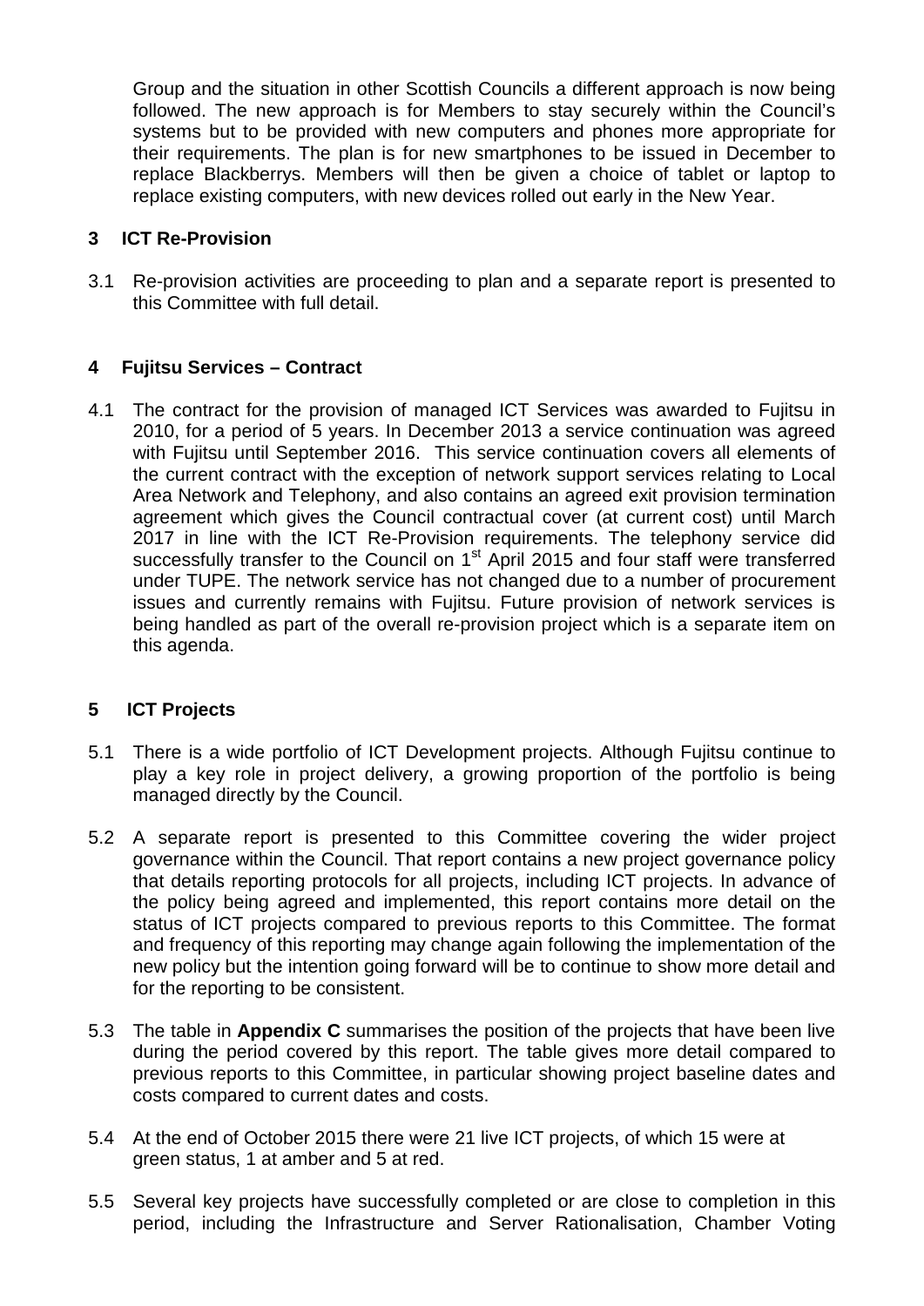Group and the situation in other Scottish Councils a different approach is now being followed. The new approach is for Members to stay securely within the Council's systems but to be provided with new computers and phones more appropriate for their requirements. The plan is for new smartphones to be issued in December to replace Blackberrys. Members will then be given a choice of tablet or laptop to replace existing computers, with new devices rolled out early in the New Year.

## 3 ICT Re-Provision

3.1 Re-provision activities are proceeding to plan and a separate report is presented to this Committee with full detail.

## 4 Fujitsu Services – Contract

4.1 The contract for the provision of managed ICT Services was awarded to Fujitsu in 2010, for a period of 5 years. In December 2013 a service continuation was agreed with Fujitsu until September 2016. This service continuation covers all elements of the current contract with the exception of network support services relating to Local Area Network and Telephony, and also contains an agreed exit provision termination agreement which gives the Council contractual cover (at current cost) until March 2017 in line with the ICT Re-Provision requirements. The telephony service did successfully transfer to the Council on 1st April 2015 and four staff were transferred under TUPE. The network service has not changed due to a number of procurement issues and currently remains with Fujitsu. Future provision of network services is being handled as part of the overall re-provision project which is a separate item on this agenda.

## 5 ICT Projects

5.1 There is a wide portfolio of ICT Development projects. Although Fujitsu continue to play a key role in project delivery, a growing proportion of the portfolio is being managed directly by the Council.

5.2 A separate report is presented to this Committee covering the wider project governance within the Council. That report contains a new project governance policy that details reporting protocols for all projects, including ICT projects. In advance of the policy being agreed and implemented, this report contains more detail on the status of ICT projects compared to previous reports to this Committee. The format and frequency of this reporting may change again following the implementation of the new policy but the intention going forward will be to continue to show more detail and for the reporting to be consistent.

5.3 The table in **Appendix C** summarises the position of the projects that have been live during the period covered by this report. The table gives more detail compared to previous reports to this Committee, in particular showing project baseline dates and costs compared to current dates and costs.

5.4 At the end of October 2015 there were 21 live ICT projects, of which 15 were at green status, 1 at amber and 5 at red.

5.5 Several key projects have successfully completed or are close to completion in this period, including the Infrastructure and Server Rationalisation, Chamber Voting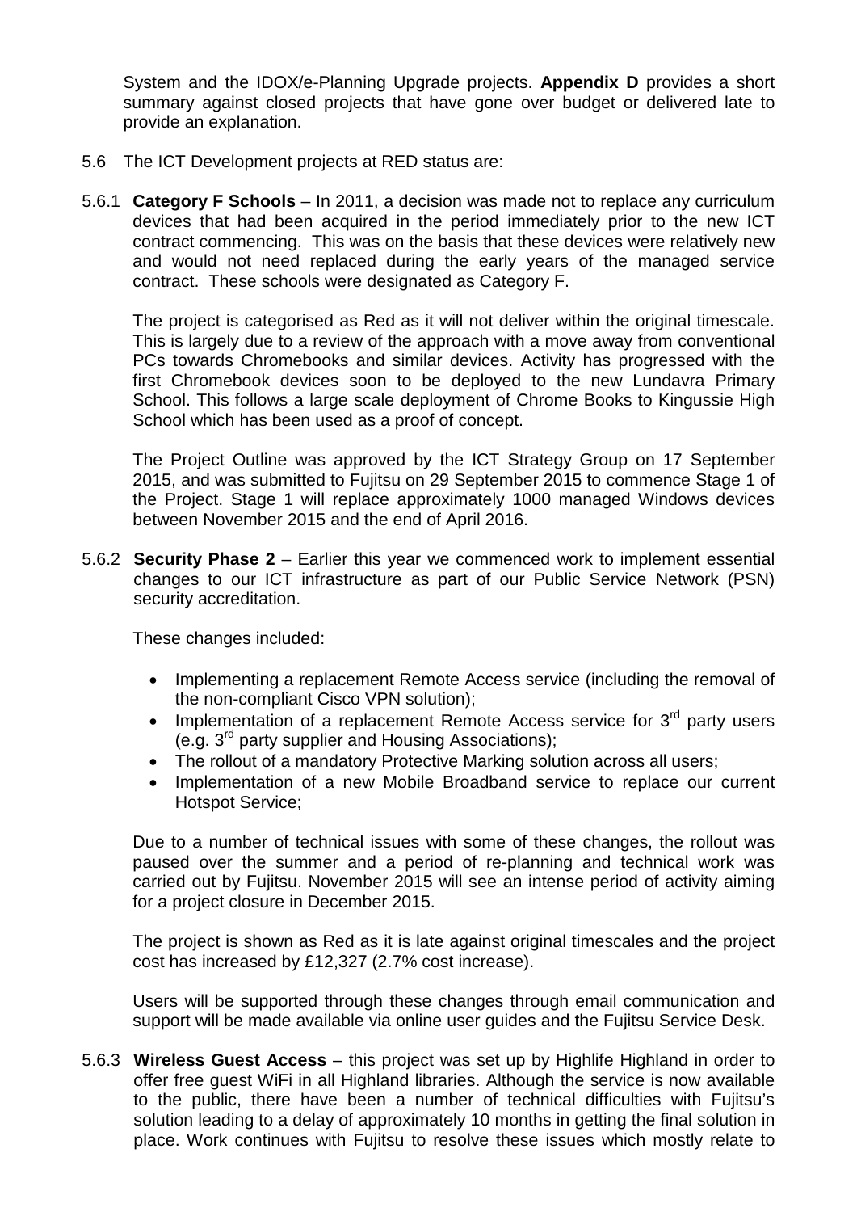System and the IDOX/e-Planning Upgrade projects. **Appendix D** provides a short summary against closed projects that have gone over budget or delivered late to provide an explanation.

5.6 The ICT Development projects at RED status are:

5.6.1 **Category F Schools** – In 2011, a decision was made not to replace any curriculum devices that had been acquired in the period immediately prior to the new ICT contract commencing. This was on the basis that these devices were relatively new and would not need replaced during the early years of the managed service contract. These schools were designated as Category F.

The project is categorised as Red as it will not deliver within the original timescale. This is largely due to a review of the approach with a move away from conventional PCs towards Chromebooks and similar devices. Activity has progressed with the first Chromebook devices soon to be deployed to the new Lundavra Primary School. This follows a large scale deployment of Chrome Books to Kingussie High School which has been used as a proof of concept.

The Project Outline was approved by the ICT Strategy Group on 17 September 2015, and was submitted to Fujitsu on 29 September 2015 to commence Stage 1 of the Project. Stage 1 will replace approximately 1000 managed Windows devices between November 2015 and the end of April 2016.

5.6.2 **Security Phase 2** – Earlier this year we commenced work to implement essential changes to our ICT infrastructure as part of our Public Service Network (PSN) security accreditation.

These changes included:

- Implementing a replacement Remote Access service (including the removal of the non-compliant Cisco VPN solution);
- Implementation of a replacement Remote Access service for 3rd party users (e.g. 3rd party supplier and Housing Associations);
- The rollout of a mandatory Protective Marking solution across all users;
- Implementation of a new Mobile Broadband service to replace our current Hotspot Service;

Due to a number of technical issues with some of these changes, the rollout was paused over the summer and a period of re-planning and technical work was carried out by Fujitsu. November 2015 will see an intense period of activity aiming for a project closure in December 2015.

The project is shown as Red as it is late against original timescales and the project cost has increased by £12,327 (2.7% cost increase).

Users will be supported through these changes through email communication and support will be made available via online user guides and the Fujitsu Service Desk.

5.6.3 **Wireless Guest Access** – this project was set up by Highlife Highland in order to offer free guest WiFi in all Highland libraries. Although the service is now available to the public, there have been a number of technical difficulties with Fujitsu's solution leading to a delay of approximately 10 months in getting the final solution in place. Work continues with Fujitsu to resolve these issues which mostly relate to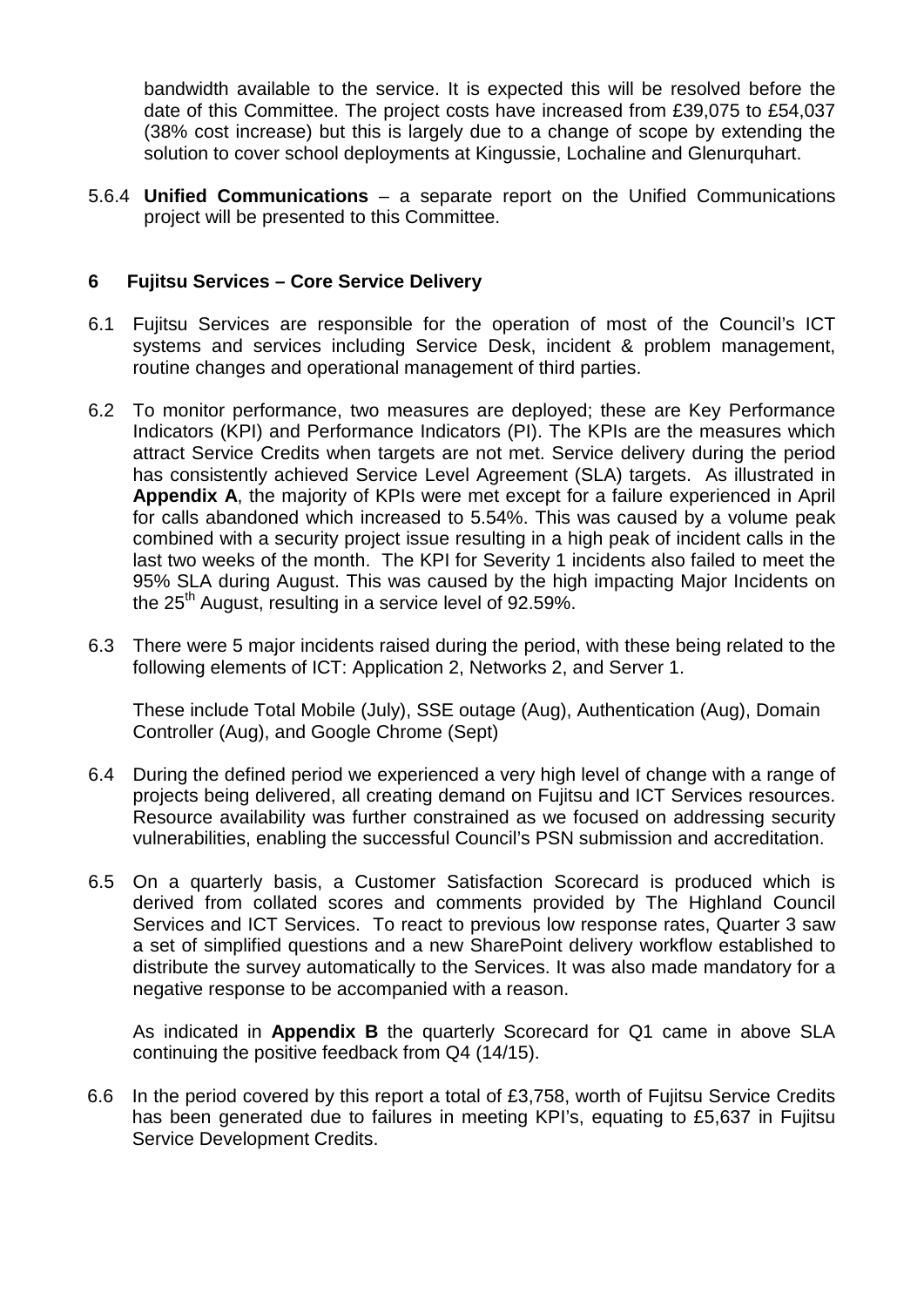bandwidth available to the service. It is expected this will be resolved before the date of this Committee. The project costs have increased from £39,075 to £54,037 (38% cost increase) but this is largely due to a change of scope by extending the solution to cover school deployments at Kingussie, Lochaline and Glenurquhart.

5.6.4 **Unified Communications** – a separate report on the Unified Communications project will be presented to this Committee.

## 6 Fujitsu Services – Core Service Delivery

6.1 Fujitsu Services are responsible for the operation of most of the Council's ICT systems and services including Service Desk, incident & problem management, routine changes and operational management of third parties.

6.2 To monitor performance, two measures are deployed; these are Key Performance Indicators (KPI) and Performance Indicators (PI). The KPIs are the measures which attract Service Credits when targets are not met. Service delivery during the period has consistently achieved Service Level Agreement (SLA) targets. As illustrated in **Appendix A**, the majority of KPIs were met except for a failure experienced in April for calls abandoned which increased to 5.54%. This was caused by a volume peak combined with a security project issue resulting in a high peak of incident calls in the last two weeks of the month. The KPI for Severity 1 incidents also failed to meet the 95% SLA during August. This was caused by the high impacting Major Incidents on the 25th August, resulting in a service level of 92.59%.

6.3 There were 5 major incidents raised during the period, with these being related to the following elements of ICT: Application 2, Networks 2, and Server 1.

These include Total Mobile (July), SSE outage (Aug), Authentication (Aug), Domain Controller (Aug), and Google Chrome (Sept)

6.4 During the defined period we experienced a very high level of change with a range of projects being delivered, all creating demand on Fujitsu and ICT Services resources. Resource availability was further constrained as we focused on addressing security vulnerabilities, enabling the successful Council's PSN submission and accreditation.

6.5 On a quarterly basis, a Customer Satisfaction Scorecard is produced which is derived from collated scores and comments provided by The Highland Council Services and ICT Services. To react to previous low response rates, Quarter 3 saw a set of simplified questions and a new SharePoint delivery workflow established to distribute the survey automatically to the Services. It was also made mandatory for a negative response to be accompanied with a reason.

As indicated in **Appendix B** the quarterly Scorecard for Q1 came in above SLA continuing the positive feedback from Q4 (14/15).

6.6 In the period covered by this report a total of £3,758, worth of Fujitsu Service Credits has been generated due to failures in meeting KPI's, equating to £5,637 in Fujitsu Service Development Credits.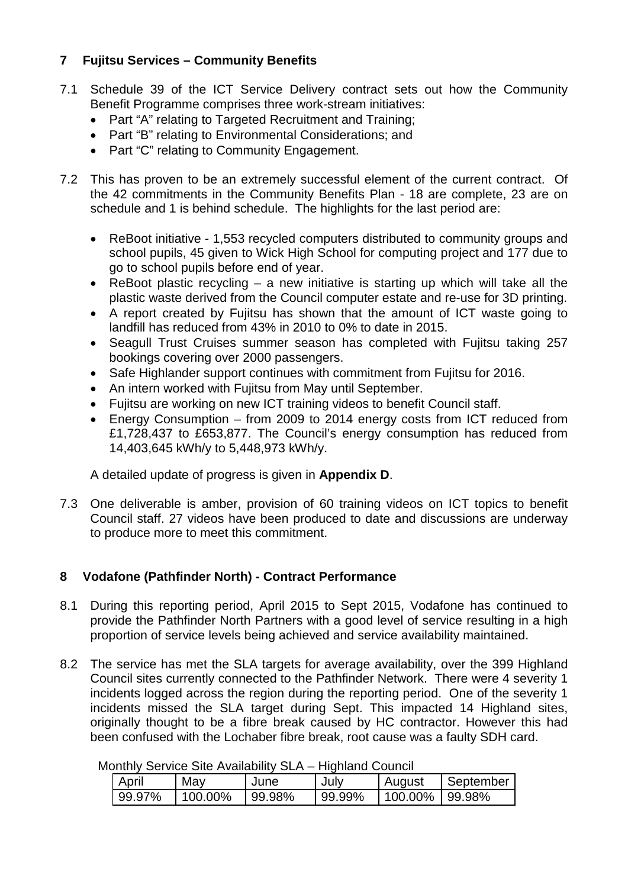## 7 Fujitsu Services – Community Benefits

7.1 Schedule 39 of the ICT Service Delivery contract sets out how the Community Benefit Programme comprises three work-stream initiatives:

- Part "A" relating to Targeted Recruitment and Training;
- Part "B" relating to Environmental Considerations; and
- Part "C" relating to Community Engagement.

7.2 This has proven to be an extremely successful element of the current contract. Of the 42 commitments in the Community Benefits Plan - 18 are complete, 23 are on schedule and 1 is behind schedule. The highlights for the last period are:

- ReBoot initiative - 1,553 recycled computers distributed to community groups and school pupils, 45 given to Wick High School for computing project and 177 due to go to school pupils before end of year.
- ReBoot plastic recycling – a new initiative is starting up which will take all the plastic waste derived from the Council computer estate and re-use for 3D printing.
- A report created by Fujitsu has shown that the amount of ICT waste going to landfill has reduced from 43% in 2010 to 0% to date in 2015.
- Seagull Trust Cruises summer season has completed with Fujitsu taking 257 bookings covering over 2000 passengers.
- Safe Highlander support continues with commitment from Fujitsu for 2016.
- An intern worked with Fujitsu from May until September.
- Fujitsu are working on new ICT training videos to benefit Council staff.
- Energy Consumption – from 2009 to 2014 energy costs from ICT reduced from £1,728,437 to £653,877. The Council's energy consumption has reduced from 14,403,645 kWh/y to 5,448,973 kWh/y.

A detailed update of progress is given in **Appendix D**.

7.3 One deliverable is amber, provision of 60 training videos on ICT topics to benefit Council staff. 27 videos have been produced to date and discussions are underway to produce more to meet this commitment.

## 8 Vodafone (Pathfinder North) - Contract Performance

8.1 During this reporting period, April 2015 to Sept 2015, Vodafone has continued to provide the Pathfinder North Partners with a good level of service resulting in a high proportion of service levels being achieved and service availability maintained.

8.2 The service has met the SLA targets for average availability, over the 399 Highland Council sites currently connected to the Pathfinder Network. There were 4 severity 1 incidents logged across the region during the reporting period. One of the severity 1 incidents missed the SLA target during Sept. This impacted 14 Highland sites, originally thought to be a fibre break caused by HC contractor. However this had been confused with the Lochaber fibre break, root cause was a faulty SDH card.

Monthly Service Site Availability SLA – Highland Council

| April | May | June | July | August | September |
|---|---|---|---|---|---|
| 99.97% | 100.00% | 99.98% | 99.99% | 100.00% | 99.98% |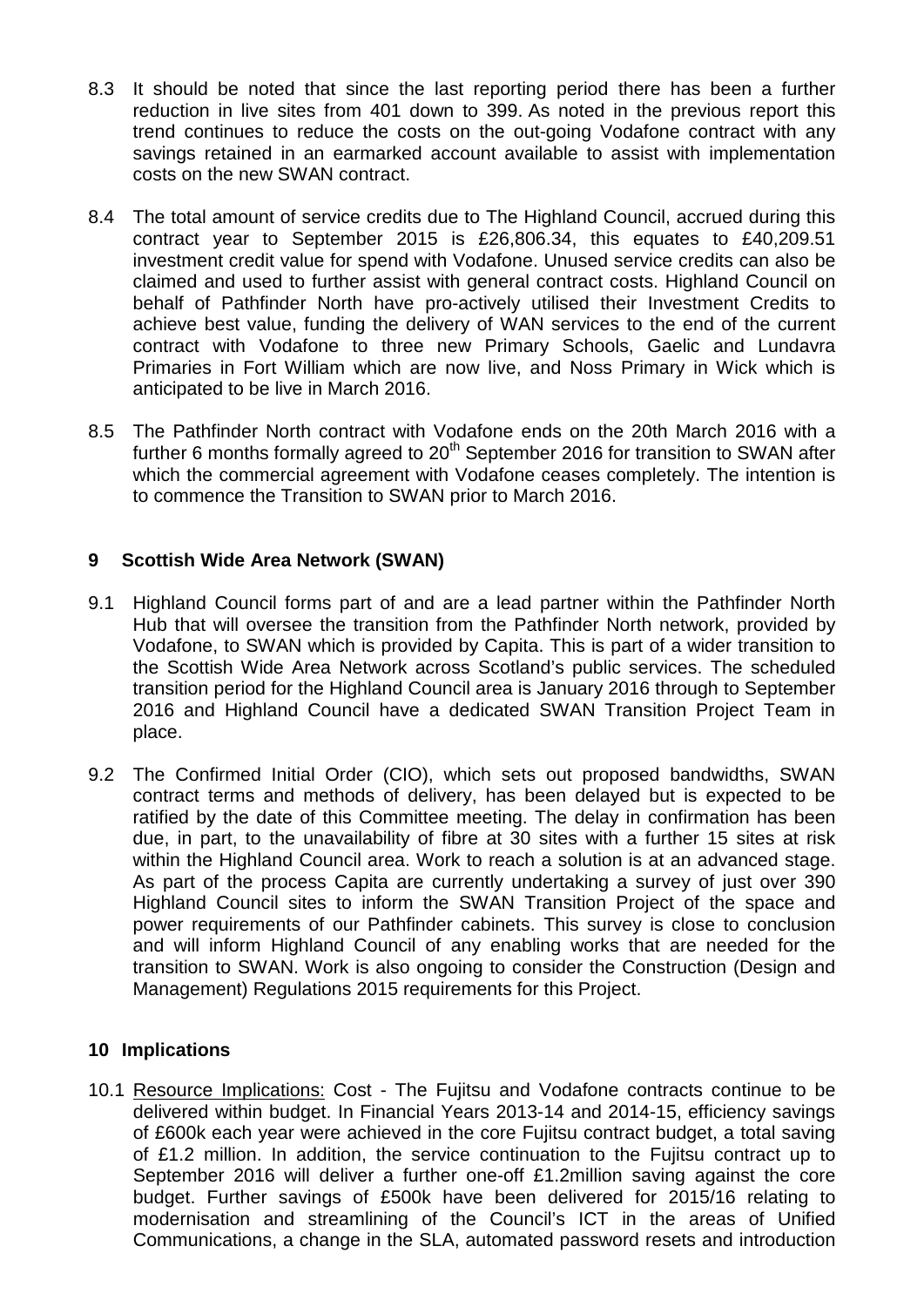8.3 It should be noted that since the last reporting period there has been a further reduction in live sites from 401 down to 399. As noted in the previous report this trend continues to reduce the costs on the out-going Vodafone contract with any savings retained in an earmarked account available to assist with implementation costs on the new SWAN contract.

8.4 The total amount of service credits due to The Highland Council, accrued during this contract year to September 2015 is £26,806.34, this equates to £40,209.51 investment credit value for spend with Vodafone. Unused service credits can also be claimed and used to further assist with general contract costs. Highland Council on behalf of Pathfinder North have pro-actively utilised their Investment Credits to achieve best value, funding the delivery of WAN services to the end of the current contract with Vodafone to three new Primary Schools, Gaelic and Lundavra Primaries in Fort William which are now live, and Noss Primary in Wick which is anticipated to be live in March 2016.

8.5 The Pathfinder North contract with Vodafone ends on the 20th March 2016 with a further 6 months formally agreed to 20th September 2016 for transition to SWAN after which the commercial agreement with Vodafone ceases completely. The intention is to commence the Transition to SWAN prior to March 2016.

## 9 Scottish Wide Area Network (SWAN)

9.1 Highland Council forms part of and are a lead partner within the Pathfinder North Hub that will oversee the transition from the Pathfinder North network, provided by Vodafone, to SWAN which is provided by Capita. This is part of a wider transition to the Scottish Wide Area Network across Scotland's public services. The scheduled transition period for the Highland Council area is January 2016 through to September 2016 and Highland Council have a dedicated SWAN Transition Project Team in place.

9.2 The Confirmed Initial Order (CIO), which sets out proposed bandwidths, SWAN contract terms and methods of delivery, has been delayed but is expected to be ratified by the date of this Committee meeting. The delay in confirmation has been due, in part, to the unavailability of fibre at 30 sites with a further 15 sites at risk within the Highland Council area. Work to reach a solution is at an advanced stage. As part of the process Capita are currently undertaking a survey of just over 390 Highland Council sites to inform the SWAN Transition Project of the space and power requirements of our Pathfinder cabinets. This survey is close to conclusion and will inform Highland Council of any enabling works that are needed for the transition to SWAN. Work is also ongoing to consider the Construction (Design and Management) Regulations 2015 requirements for this Project.

## 10 Implications

10.1 Resource Implications: Cost - The Fujitsu and Vodafone contracts continue to be delivered within budget. In Financial Years 2013-14 and 2014-15, efficiency savings of £600k each year were achieved in the core Fujitsu contract budget, a total saving of £1.2 million. In addition, the service continuation to the Fujitsu contract up to September 2016 will deliver a further one-off £1.2million saving against the core budget. Further savings of £500k have been delivered for 2015/16 relating to modernisation and streamlining of the Council's ICT in the areas of Unified Communications, a change in the SLA, automated password resets and introduction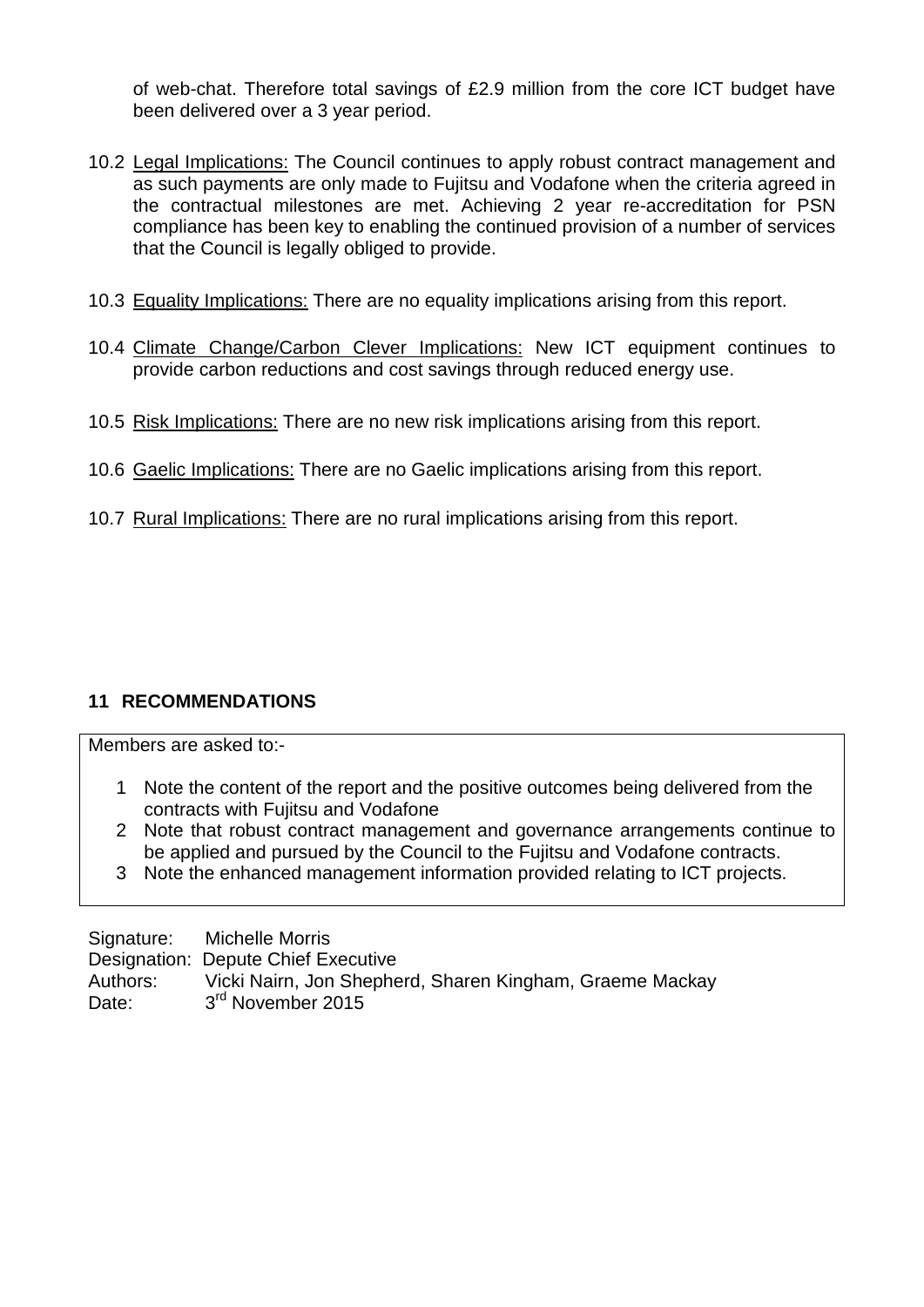of web-chat. Therefore total savings of £2.9 million from the core ICT budget have been delivered over a 3 year period.

10.2 Legal Implications: The Council continues to apply robust contract management and as such payments are only made to Fujitsu and Vodafone when the criteria agreed in the contractual milestones are met. Achieving 2 year re-accreditation for PSN compliance has been key to enabling the continued provision of a number of services that the Council is legally obliged to provide.

10.3 Equality Implications: There are no equality implications arising from this report.

10.4 Climate Change/Carbon Clever Implications: New ICT equipment continues to provide carbon reductions and cost savings through reduced energy use.

10.5 Risk Implications: There are no new risk implications arising from this report.

10.6 Gaelic Implications: There are no Gaelic implications arising from this report.

10.7 Rural Implications: There are no rural implications arising from this report.

## 11 RECOMMENDATIONS

Members are asked to:-

1. Note the content of the report and the positive outcomes being delivered from the contracts with Fujitsu and Vodafone
2. Note that robust contract management and governance arrangements continue to be applied and pursued by the Council to the Fujitsu and Vodafone contracts.
3. Note the enhanced management information provided relating to ICT projects.

Signature: Michelle Morris
Designation: Depute Chief Executive
Authors: Vicki Nairn, Jon Shepherd, Sharen Kingham, Graeme Mackay
Date: 3rd November 2015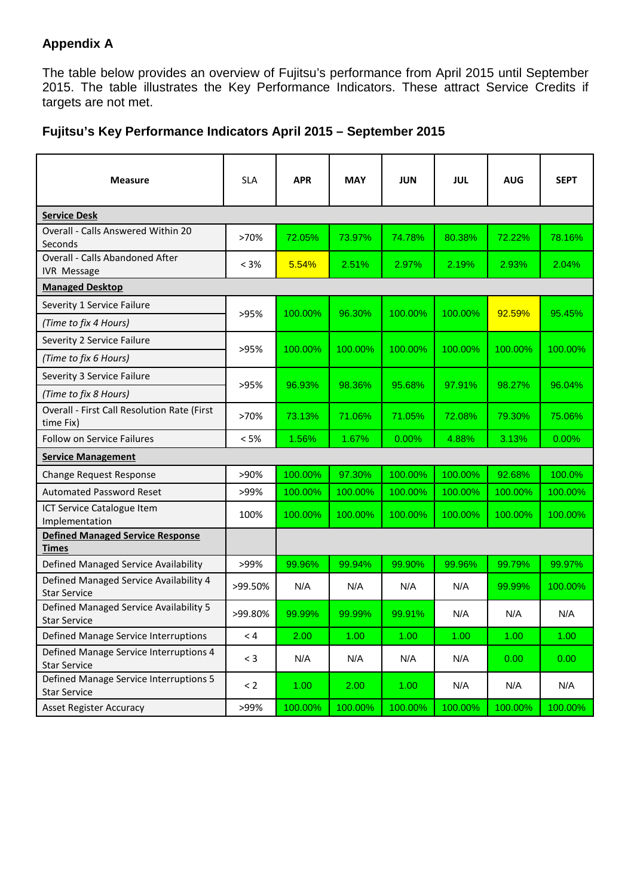## Appendix A

The table below provides an overview of Fujitsu's performance from April 2015 until September 2015. The table illustrates the Key Performance Indicators. These attract Service Credits if targets are not met.

### Fujitsu's Key Performance Indicators April 2015 – September 2015

| Measure | SLA | APR | MAY | JUN | JUL | AUG | SEPT |
|---|---|---|---|---|---|---|---|
| **Service Desk** | | | | | | | |
| Overall - Calls Answered Within 20 Seconds | >70% | 72.05% | 73.97% | 74.78% | 80.38% | 72.22% | 78.16% |
| Overall - Calls Abandoned After IVR Message | < 3% | 5.54% | 2.51% | 2.97% | 2.19% | 2.93% | 2.04% |
| **Managed Desktop** | | | | | | | |
| Severity 1 Service Failure *(Time to fix 4 Hours)* | >95% | 100.00% | 96.30% | 100.00% | 100.00% | 92.59% | 95.45% |
| Severity 2 Service Failure *(Time to fix 6 Hours)* | >95% | 100.00% | 100.00% | 100.00% | 100.00% | 100.00% | 100.00% |
| Severity 3 Service Failure *(Time to fix 8 Hours)* | >95% | 96.93% | 98.36% | 95.68% | 97.91% | 98.27% | 96.04% |
| Overall - First Call Resolution Rate (First time Fix) | >70% | 73.13% | 71.06% | 71.05% | 72.08% | 79.30% | 75.06% |
| Follow on Service Failures | < 5% | 1.56% | 1.67% | 0.00% | 4.88% | 3.13% | 0.00% |
| **Service Management** | | | | | | | |
| Change Request Response | >90% | 100.00% | 97.30% | 100.00% | 100.00% | 92.68% | 100.0% |
| Automated Password Reset | >99% | 100.00% | 100.00% | 100.00% | 100.00% | 100.00% | 100.00% |
| ICT Service Catalogue Item Implementation | 100% | 100.00% | 100.00% | 100.00% | 100.00% | 100.00% | 100.00% |
| **Defined Managed Service Response Times** | | | | | | | |
| Defined Managed Service Availability | >99% | 99.96% | 99.94% | 99.90% | 99.96% | 99.79% | 99.97% |
| Defined Managed Service Availability 4 Star Service | >99.50% | N/A | N/A | N/A | N/A | 99.99% | 100.00% |
| Defined Managed Service Availability 5 Star Service | >99.80% | 99.99% | 99.99% | 99.91% | N/A | N/A | N/A |
| Defined Manage Service Interruptions | < 4 | 2.00 | 1.00 | 1.00 | 1.00 | 1.00 | 1.00 |
| Defined Manage Service Interruptions 4 Star Service | < 3 | N/A | N/A | N/A | N/A | 0.00 | 0.00 |
| Defined Manage Service Interruptions 5 Star Service | < 2 | 1.00 | 2.00 | 1.00 | N/A | N/A | N/A |
| Asset Register Accuracy | >99% | 100.00% | 100.00% | 100.00% | 100.00% | 100.00% | 100.00% |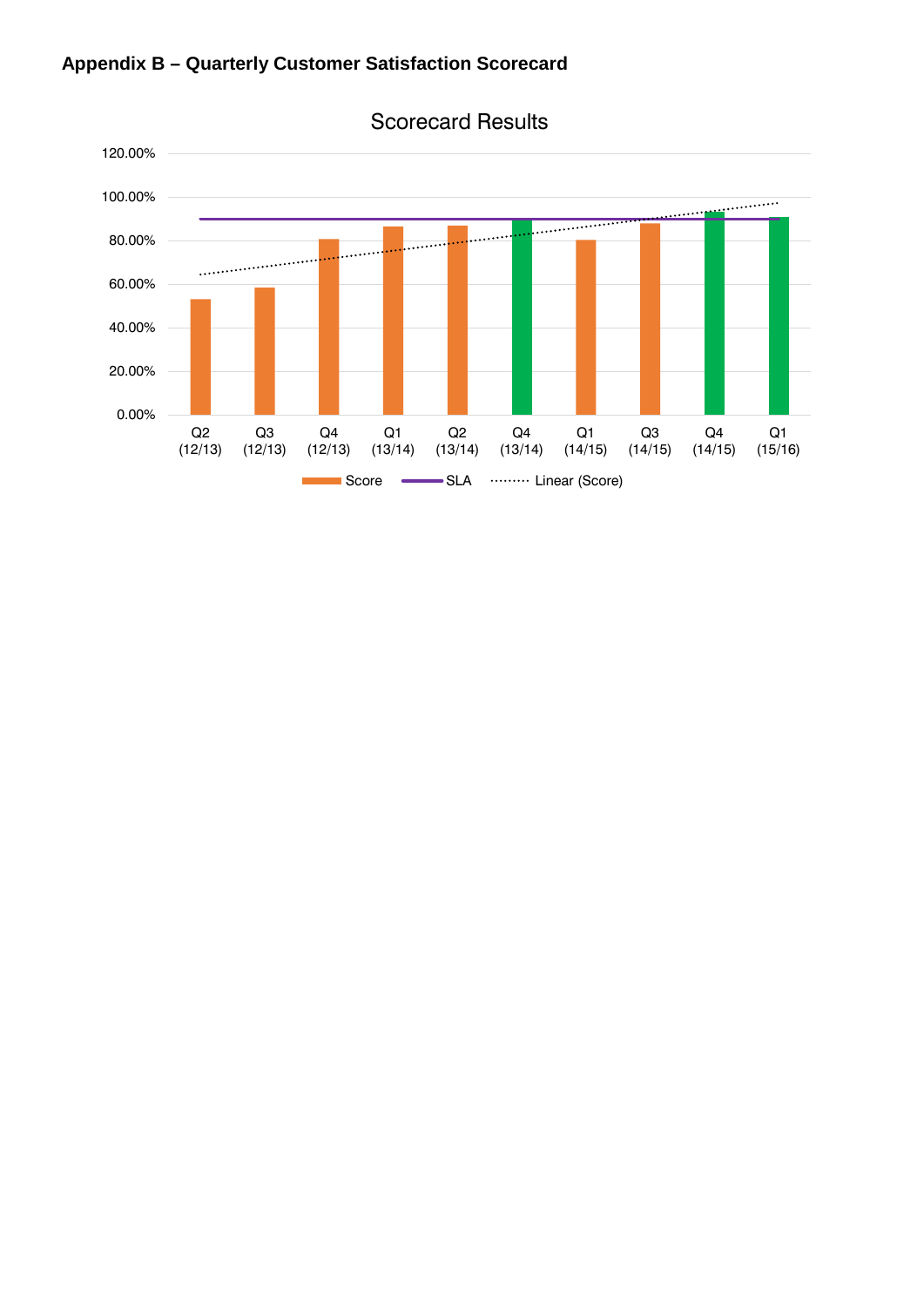## Appendix B – Quarterly Customer Satisfaction Scorecard

Scorecard Results

120.00%
100.00%
80.00%
60.00%
40.00%
20.00%
0.00%

Q2 (12/13) | Q3 (12/13) | Q4 (12/13) | Q1 (13/14) | Q2 (13/14) | Q4 (13/14) | Q1 (14/15) | Q3 (14/15) | Q4 (14/15) | Q1 (15/16)

Score | SLA | Linear (Score)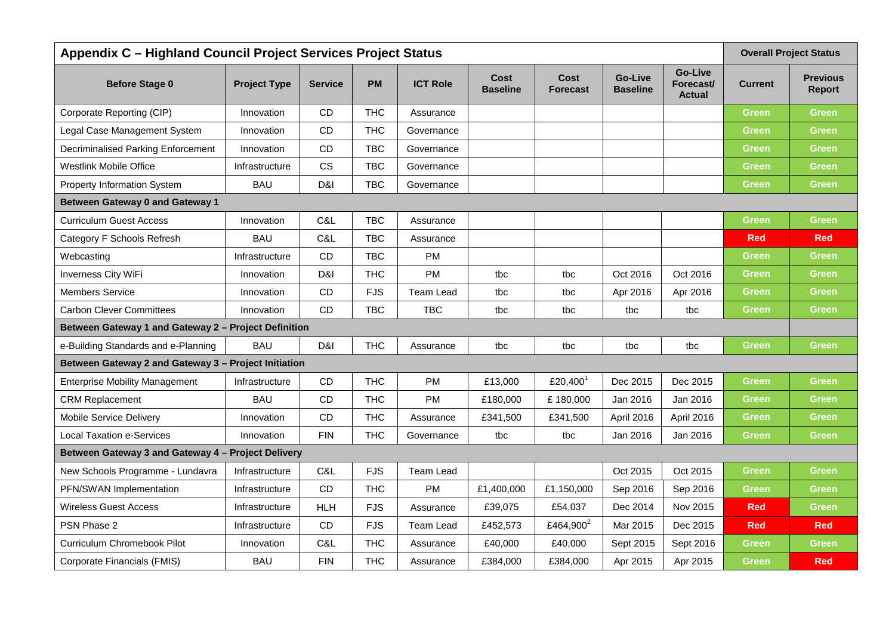| Appendix C – Highland Council Project Services Project Status | | | | | | | | | Overall Project Status | |
|---|---|---|---|---|---|---|---|---|---|---|
| **Before Stage 0** | **Project Type** | **Service** | **PM** | **ICT Role** | **Cost Baseline** | **Cost Forecast** | **Go-Live Baseline** | **Go-Live Forecast/ Actual** | **Current** | **Previous Report** |
| Corporate Reporting (CIP) | Innovation | CD | THC | Assurance | | | | | Green | Green |
| Legal Case Management System | Innovation | CD | THC | Governance | | | | | Green | Green |
| Decriminalised Parking Enforcement | Innovation | CD | TBC | Governance | | | | | Green | Green |
| Westlink Mobile Office | Infrastructure | CS | TBC | Governance | | | | | Green | Green |
| Property Information System | BAU | D&I | TBC | Governance | | | | | Green | Green |
| **Between Gateway 0 and Gateway 1** | | | | | | | | | | |
| Curriculum Guest Access | Innovation | C&L | TBC | Assurance | | | | | Green | Green |
| Category F Schools Refresh | BAU | C&L | TBC | Assurance | | | | | Red | Red |
| Webcasting | Infrastructure | CD | TBC | PM | | | | | Green | Green |
| Inverness City WiFi | Innovation | D&I | THC | PM | tbc | tbc | Oct 2016 | Oct 2016 | Green | Green |
| Members Service | Innovation | CD | FJS | Team Lead | tbc | tbc | Apr 2016 | Apr 2016 | Green | Green |
| Carbon Clever Committees | Innovation | CD | TBC | TBC | tbc | tbc | tbc | tbc | Green | Green |
| **Between Gateway 1 and Gateway 2 – Project Definition** | | | | | | | | | | |
| e-Building Standards and e-Planning | BAU | D&I | THC | Assurance | tbc | tbc | tbc | tbc | Green | Green |
| **Between Gateway 2 and Gateway 3 – Project Initiation** | | | | | | | | | | |
| Enterprise Mobility Management | Infrastructure | CD | THC | PM | £13,000 | £20,400[1] | Dec 2015 | Dec 2015 | Green | Green |
| CRM Replacement | BAU | CD | THC | PM | £180,000 | £ 180,000 | Jan 2016 | Jan 2016 | Green | Green |
| Mobile Service Delivery | Innovation | CD | THC | Assurance | £341,500 | £341,500 | April 2016 | April 2016 | Green | Green |
| Local Taxation e-Services | Innovation | FIN | THC | Governance | tbc | tbc | Jan 2016 | Jan 2016 | Green | Green |
| **Between Gateway 3 and Gateway 4 – Project Delivery** | | | | | | | | | | |
| New Schools Programme - Lundavra | Infrastructure | C&L | FJS | Team Lead | | | Oct 2015 | Oct 2015 | Green | Green |
| PFN/SWAN Implementation | Infrastructure | CD | THC | PM | £1,400,000 | £1,150,000 | Sep 2016 | Sep 2016 | Green | Green |
| Wireless Guest Access | Infrastructure | HLH | FJS | Assurance | £39,075 | £54,037 | Dec 2014 | Nov 2015 | Red | Green |
| PSN Phase 2 | Infrastructure | CD | FJS | Team Lead | £452,573 | £464,900[2] | Mar 2015 | Dec 2015 | Red | Red |
| Curriculum Chromebook Pilot | Innovation | C&L | THC | Assurance | £40,000 | £40,000 | Sept 2015 | Sept 2016 | Green | Green |
| Corporate Financials (FMIS) | BAU | FIN | THC | Assurance | £384,000 | £384,000 | Apr 2015 | Apr 2015 | Green | Red |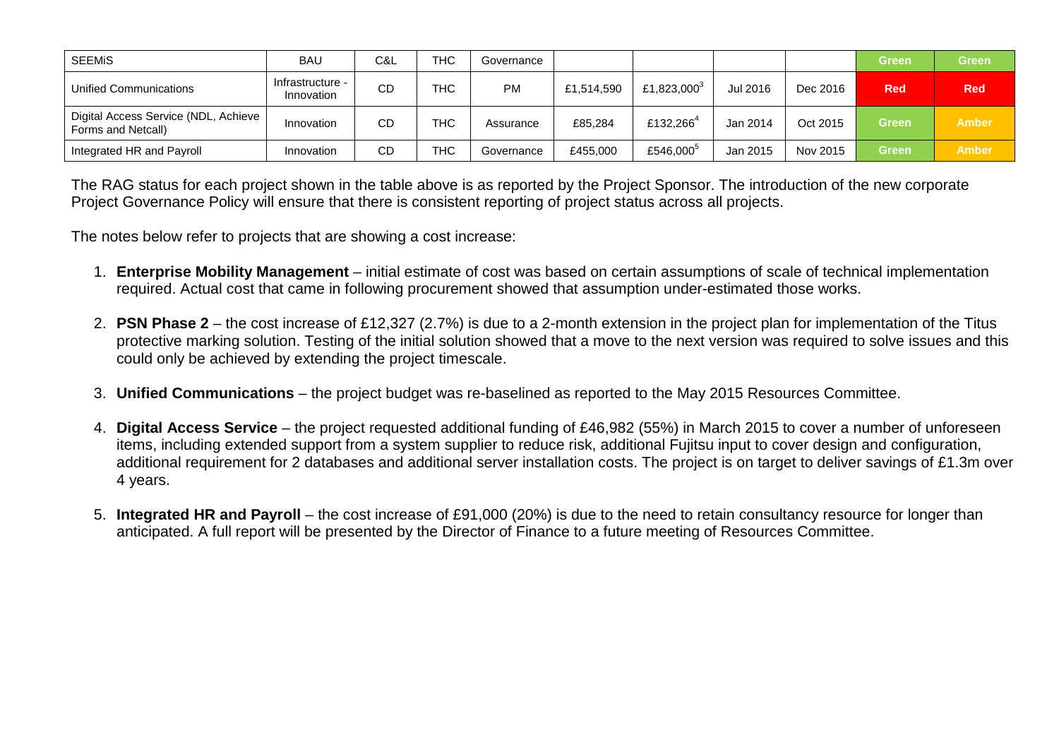| | | | | | | | | | | |
|---|---|---|---|---|---|---|---|---|---|---|
| SEEMiS | BAU | C&L | THC | Governance | | | | | Green | Green |
| Unified Communications | Infrastructure - Innovation | CD | THC | PM | £1,514,590 | £1,823,000[3] | Jul 2016 | Dec 2016 | Red | Red |
| Digital Access Service (NDL, Achieve Forms and Netcall) | Innovation | CD | THC | Assurance | £85,284 | £132,266[4] | Jan 2014 | Oct 2015 | Green | Amber |
| Integrated HR and Payroll | Innovation | CD | THC | Governance | £455,000 | £546,000[5] | Jan 2015 | Nov 2015 | Green | Amber |

The RAG status for each project shown in the table above is as reported by the Project Sponsor. The introduction of the new corporate Project Governance Policy will ensure that there is consistent reporting of project status across all projects.

The notes below refer to projects that are showing a cost increase:

1. **Enterprise Mobility Management** – initial estimate of cost was based on certain assumptions of scale of technical implementation required. Actual cost that came in following procurement showed that assumption under-estimated those works.

2. **PSN Phase 2** – the cost increase of £12,327 (2.7%) is due to a 2-month extension in the project plan for implementation of the Titus protective marking solution. Testing of the initial solution showed that a move to the next version was required to solve issues and this could only be achieved by extending the project timescale.

3. **Unified Communications** – the project budget was re-baselined as reported to the May 2015 Resources Committee.

4. **Digital Access Service** – the project requested additional funding of £46,982 (55%) in March 2015 to cover a number of unforeseen items, including extended support from a system supplier to reduce risk, additional Fujitsu input to cover design and configuration, additional requirement for 2 databases and additional server installation costs. The project is on target to deliver savings of £1.3m over 4 years.

5. **Integrated HR and Payroll** – the cost increase of £91,000 (20%) is due to the need to retain consultancy resource for longer than anticipated. A full report will be presented by the Director of Finance to a future meeting of Resources Committee.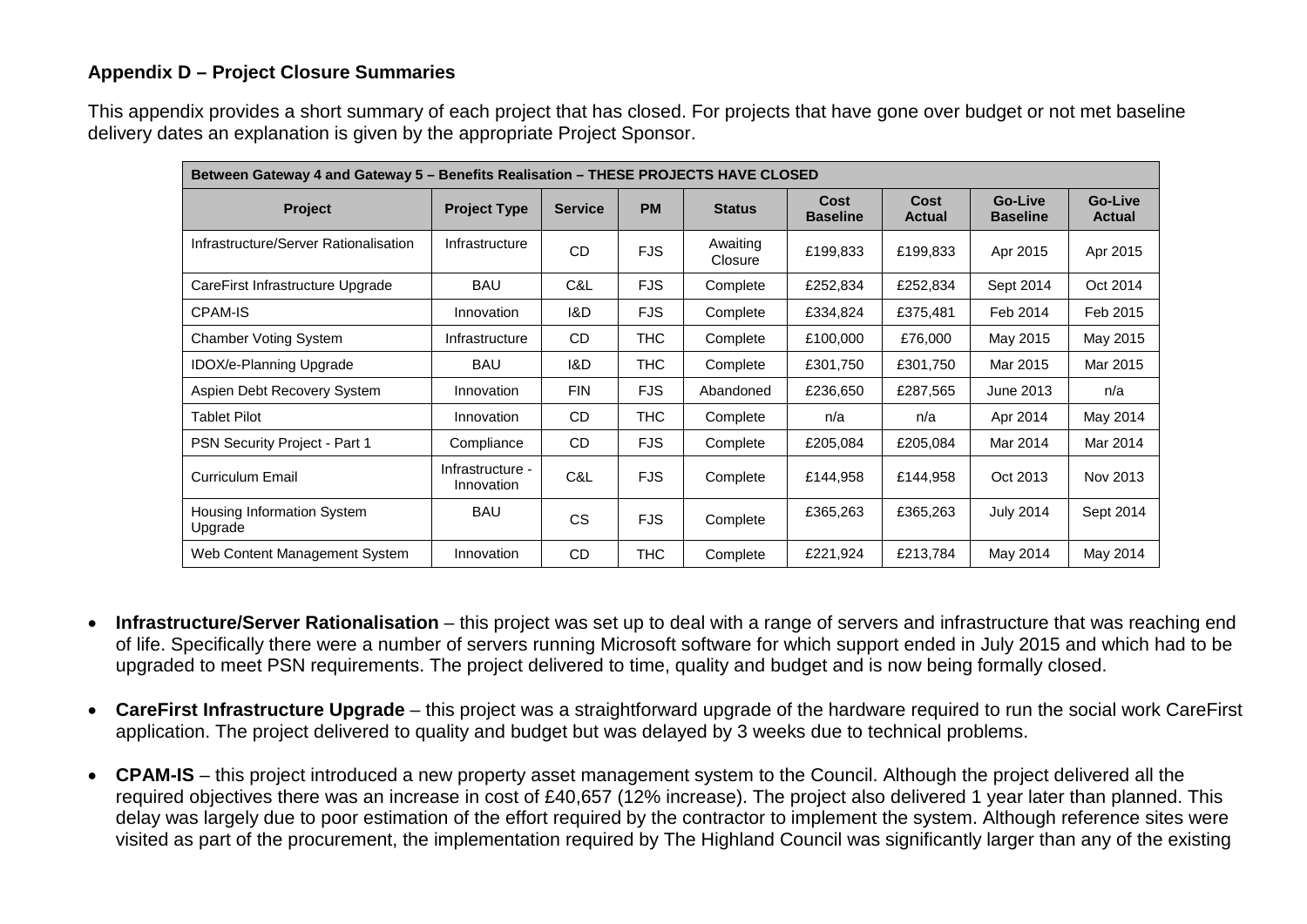### Appendix D – Project Closure Summaries

This appendix provides a short summary of each project that has closed. For projects that have gone over budget or not met baseline delivery dates an explanation is given by the appropriate Project Sponsor.

| Between Gateway 4 and Gateway 5 – Benefits Realisation – THESE PROJECTS HAVE CLOSED | | | | | | | | |
|---|---|---|---|---|---|---|---|---|
| **Project** | **Project Type** | **Service** | **PM** | **Status** | **Cost Baseline** | **Cost Actual** | **Go-Live Baseline** | **Go-Live Actual** |
| Infrastructure/Server Rationalisation | Infrastructure | CD | FJS | Awaiting Closure | £199,833 | £199,833 | Apr 2015 | Apr 2015 |
| CareFirst Infrastructure Upgrade | BAU | C&L | FJS | Complete | £252,834 | £252,834 | Sept 2014 | Oct 2014 |
| CPAM-IS | Innovation | I&D | FJS | Complete | £334,824 | £375,481 | Feb 2014 | Feb 2015 |
| Chamber Voting System | Infrastructure | CD | THC | Complete | £100,000 | £76,000 | May 2015 | May 2015 |
| IDOX/e-Planning Upgrade | BAU | I&D | THC | Complete | £301,750 | £301,750 | Mar 2015 | Mar 2015 |
| Aspien Debt Recovery System | Innovation | FIN | FJS | Abandoned | £236,650 | £287,565 | June 2013 | n/a |
| Tablet Pilot | Innovation | CD | THC | Complete | n/a | n/a | Apr 2014 | May 2014 |
| PSN Security Project - Part 1 | Compliance | CD | FJS | Complete | £205,084 | £205,084 | Mar 2014 | Mar 2014 |
| Curriculum Email | Infrastructure - Innovation | C&L | FJS | Complete | £144,958 | £144,958 | Oct 2013 | Nov 2013 |
| Housing Information System Upgrade | BAU | CS | FJS | Complete | £365,263 | £365,263 | July 2014 | Sept 2014 |
| Web Content Management System | Innovation | CD | THC | Complete | £221,924 | £213,784 | May 2014 | May 2014 |

- **Infrastructure/Server Rationalisation** – this project was set up to deal with a range of servers and infrastructure that was reaching end of life. Specifically there were a number of servers running Microsoft software for which support ended in July 2015 and which had to be upgraded to meet PSN requirements. The project delivered to time, quality and budget and is now being formally closed.

- **CareFirst Infrastructure Upgrade** – this project was a straightforward upgrade of the hardware required to run the social work CareFirst application. The project delivered to quality and budget but was delayed by 3 weeks due to technical problems.

- **CPAM-IS** – this project introduced a new property asset management system to the Council. Although the project delivered all the required objectives there was an increase in cost of £40,657 (12% increase). The project also delivered 1 year later than planned. This delay was largely due to poor estimation of the effort required by the contractor to implement the system. Although reference sites were visited as part of the procurement, the implementation required by The Highland Council was significantly larger than any of the existing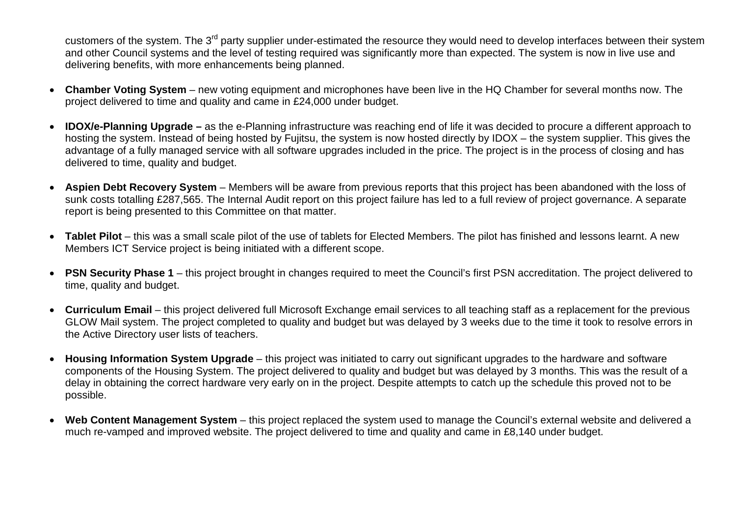customers of the system. The 3rd party supplier under-estimated the resource they would need to develop interfaces between their system and other Council systems and the level of testing required was significantly more than expected. The system is now in live use and delivering benefits, with more enhancements being planned.

- **Chamber Voting System** – new voting equipment and microphones have been live in the HQ Chamber for several months now. The project delivered to time and quality and came in £24,000 under budget.

- **IDOX/e-Planning Upgrade –** as the e-Planning infrastructure was reaching end of life it was decided to procure a different approach to hosting the system. Instead of being hosted by Fujitsu, the system is now hosted directly by IDOX – the system supplier. This gives the advantage of a fully managed service with all software upgrades included in the price. The project is in the process of closing and has delivered to time, quality and budget.

- **Aspien Debt Recovery System** – Members will be aware from previous reports that this project has been abandoned with the loss of sunk costs totalling £287,565. The Internal Audit report on this project failure has led to a full review of project governance. A separate report is being presented to this Committee on that matter.

- **Tablet Pilot** – this was a small scale pilot of the use of tablets for Elected Members. The pilot has finished and lessons learnt. A new Members ICT Service project is being initiated with a different scope.

- **PSN Security Phase 1** – this project brought in changes required to meet the Council's first PSN accreditation. The project delivered to time, quality and budget.

- **Curriculum Email** – this project delivered full Microsoft Exchange email services to all teaching staff as a replacement for the previous GLOW Mail system. The project completed to quality and budget but was delayed by 3 weeks due to the time it took to resolve errors in the Active Directory user lists of teachers.

- **Housing Information System Upgrade** – this project was initiated to carry out significant upgrades to the hardware and software components of the Housing System. The project delivered to quality and budget but was delayed by 3 months. This was the result of a delay in obtaining the correct hardware very early on in the project. Despite attempts to catch up the schedule this proved not to be possible.

- **Web Content Management System** – this project replaced the system used to manage the Council's external website and delivered a much re-vamped and improved website. The project delivered to time and quality and came in £8,140 under budget.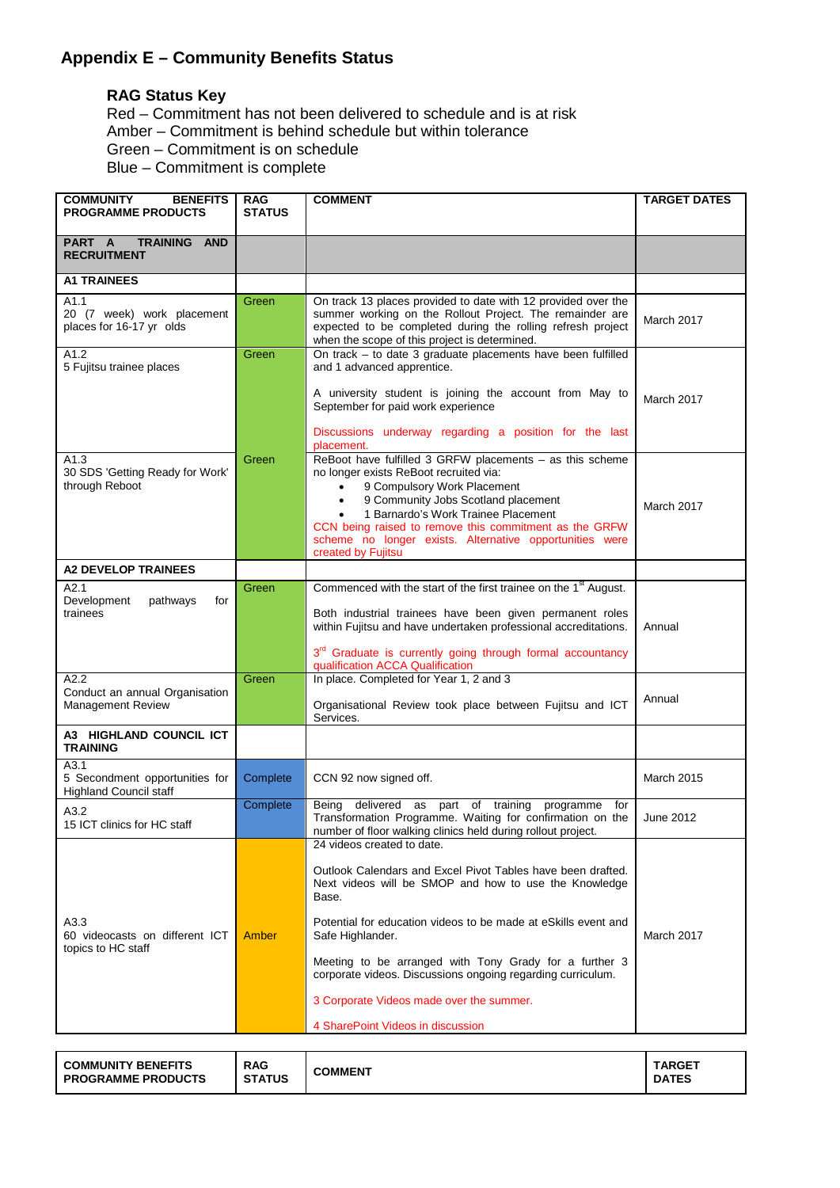# Appendix E – Community Benefits Status

### RAG Status Key

Red – Commitment has not been delivered to schedule and is at risk
Amber – Commitment is behind schedule but within tolerance
Green – Commitment is on schedule
Blue – Commitment is complete

| COMMUNITY BENEFITS PROGRAMME PRODUCTS | RAG STATUS | COMMENT | TARGET DATES |
|---|---|---|---|
| **PART A TRAINING AND RECRUITMENT** | | | |
| **A1 TRAINEES** | | | |
| A1.1<br>20 (7 week) work placement places for 16-17 yr olds | Green | On track 13 places provided to date with 12 provided over the summer working on the Rollout Project. The remainder are expected to be completed during the rolling refresh project when the scope of this project is determined. | March 2017 |
| A1.2<br>5 Fujitsu trainee places | Green | On track – to date 3 graduate placements have been fulfilled and 1 advanced apprentice.<br><br>A university student is joining the account from May to September for paid work experience<br><br>Discussions underway regarding a position for the last placement. | March 2017 |
| A1.3<br>30 SDS 'Getting Ready for Work' through Reboot | Green | ReBoot have fulfilled 3 GRFW placements – as this scheme no longer exists ReBoot recruited via:<br>• 9 Compulsory Work Placement<br>• 9 Community Jobs Scotland placement<br>• 1 Barnardo's Work Trainee Placement<br>CCN being raised to remove this commitment as the GRFW scheme no longer exists. Alternative opportunities were created by Fujitsu | March 2017 |
| **A2 DEVELOP TRAINEES** | | | |
| A2.1<br>Development pathways for trainees | Green | Commenced with the start of the first trainee on the 1st August.<br><br>Both industrial trainees have been given permanent roles within Fujitsu and have undertaken professional accreditations.<br><br>3rd Graduate is currently going through formal accountancy qualification ACCA Qualification | Annual |
| A2.2<br>Conduct an annual Organisation Management Review | Green | In place. Completed for Year 1, 2 and 3<br><br>Organisational Review took place between Fujitsu and ICT Services. | Annual |
| **A3 HIGHLAND COUNCIL ICT TRAINING** | | | |
| A3.1<br>5 Secondment opportunities for Highland Council staff | Complete | CCN 92 now signed off. | March 2015 |
| A3.2<br>15 ICT clinics for HC staff | Complete | Being delivered as part of training programme for Transformation Programme. Waiting for confirmation on the number of floor walking clinics held during rollout project. | June 2012 |
| A3.3<br>60 videocasts on different ICT topics to HC staff | Amber | 24 videos created to date.<br><br>Outlook Calendars and Excel Pivot Tables have been drafted. Next videos will be SMOP and how to use the Knowledge Base.<br><br>Potential for education videos to be made at eSkills event and Safe Highlander.<br><br>Meeting to be arranged with Tony Grady for a further 3 corporate videos. Discussions ongoing regarding curriculum.<br><br>3 Corporate Videos made over the summer.<br><br>4 SharePoint Videos in discussion | March 2017 |

| COMMUNITY BENEFITS PROGRAMME PRODUCTS | RAG STATUS | COMMENT | TARGET DATES |
|---|---|---|---|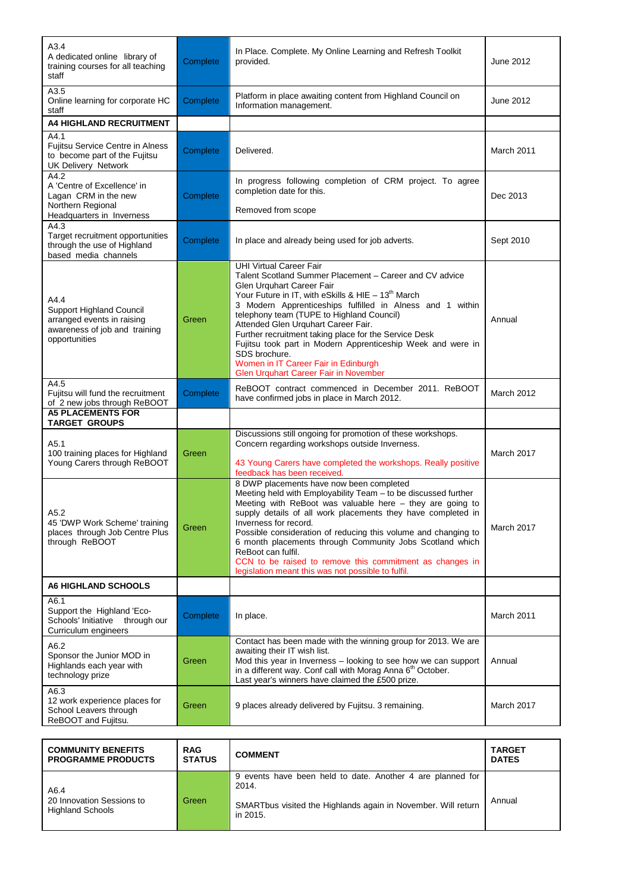| | | | |
|---|---|---|---|
| A3.4<br>A dedicated online library of training courses for all teaching staff | Complete | In Place. Complete. My Online Learning and Refresh Toolkit provided. | June 2012 |
| A3.5<br>Online learning for corporate HC staff | Complete | Platform in place awaiting content from Highland Council on Information management. | June 2012 |
| **A4 HIGHLAND RECRUITMENT** | | | |
| A4.1<br>Fujitsu Service Centre in Alness to become part of the Fujitsu UK Delivery Network | Complete | Delivered. | March 2011 |
| A4.2<br>A 'Centre of Excellence' in Lagan CRM in the new Northern Regional Headquarters in Inverness | Complete | In progress following completion of CRM project. To agree completion date for this.<br><br>Removed from scope | Dec 2013 |
| A4.3<br>Target recruitment opportunities through the use of Highland based media channels | Complete | In place and already being used for job adverts. | Sept 2010 |
| A4.4<br>Support Highland Council arranged events in raising awareness of job and training opportunities | Green | UHI Virtual Career Fair<br>Talent Scotland Summer Placement – Career and CV advice<br>Glen Urquhart Career Fair<br>Your Future in IT, with eSkills & HIE – 13th March<br>3 Modern Apprenticeships fulfilled in Alness and 1 within telephony team (TUPE to Highland Council)<br>Attended Glen Urquhart Career Fair.<br>Further recruitment taking place for the Service Desk<br>Fujitsu took part in Modern Apprenticeship Week and were in SDS brochure.<br>Women in IT Career Fair in Edinburgh<br>Glen Urquhart Career Fair in November | Annual |
| A4.5<br>Fujitsu will fund the recruitment of 2 new jobs through ReBOOT | Complete | ReBOOT contract commenced in December 2011. ReBOOT have confirmed jobs in place in March 2012. | March 2012 |
| **A5 PLACEMENTS FOR TARGET GROUPS** | | | |
| A5.1<br>100 training places for Highland Young Carers through ReBOOT | Green | Discussions still ongoing for promotion of these workshops. Concern regarding workshops outside Inverness.<br><br>43 Young Carers have completed the workshops. Really positive feedback has been received. | March 2017 |
| A5.2<br>45 'DWP Work Scheme' training places through Job Centre Plus through ReBOOT | Green | 8 DWP placements have now been completed<br>Meeting held with Employability Team – to be discussed further<br>Meeting with ReBoot was valuable here – they are going to supply details of all work placements they have completed in Inverness for record.<br>Possible consideration of reducing this volume and changing to 6 month placements through Community Jobs Scotland which ReBoot can fulfil.<br>CCN to be raised to remove this commitment as changes in legislation meant this was not possible to fulfil. | March 2017 |
| **A6 HIGHLAND SCHOOLS** | | | |
| A6.1<br>Support the Highland 'Eco-Schools' Initiative through our Curriculum engineers | Complete | In place. | March 2011 |
| A6.2<br>Sponsor the Junior MOD in Highlands each year with technology prize | Green | Contact has been made with the winning group for 2013. We are awaiting their IT wish list.<br>Mod this year in Inverness – looking to see how we can support in a different way. Conf call with Morag Anna 6th October.<br>Last year's winners have claimed the £500 prize. | Annual |
| A6.3<br>12 work experience places for School Leavers through ReBOOT and Fujitsu. | Green | 9 places already delivered by Fujitsu. 3 remaining. | March 2017 |

| COMMUNITY BENEFITS PROGRAMME PRODUCTS | RAG STATUS | COMMENT | TARGET DATES |
|---|---|---|---|
| A6.4<br>20 Innovation Sessions to Highland Schools | Green | 9 events have been held to date. Another 4 are planned for 2014.<br><br>SMARTbus visited the Highlands again in November. Will return in 2015. | Annual |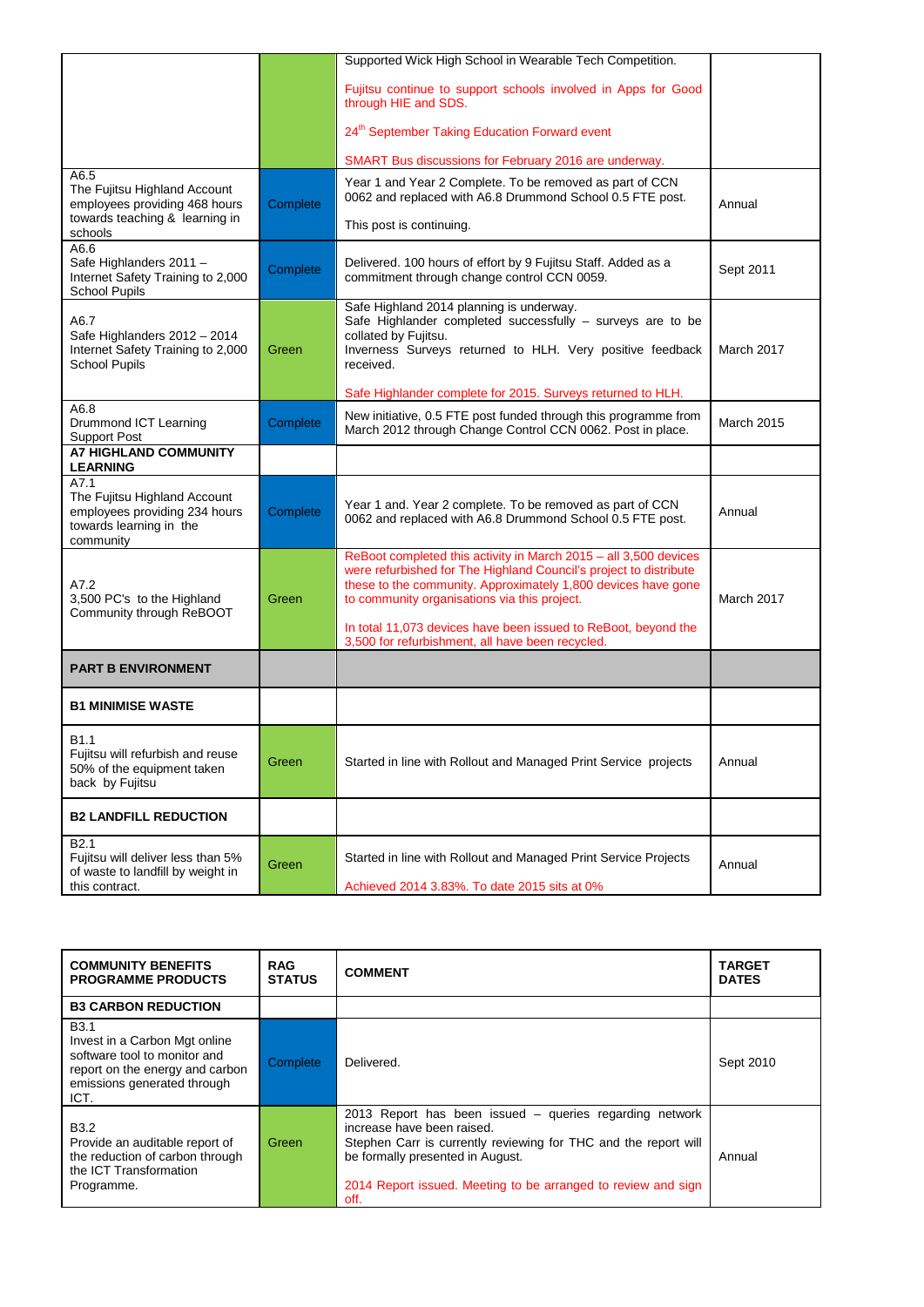| | | | |
|---|---|---|---|
| | | Supported Wick High School in Wearable Tech Competition.<br><br>Fujitsu continue to support schools involved in Apps for Good through HIE and SDS.<br><br>24th September Taking Education Forward event<br><br>SMART Bus discussions for February 2016 are underway. | |
| A6.5<br>The Fujitsu Highland Account employees providing 468 hours towards teaching & learning in schools | Complete | Year 1 and Year 2 Complete. To be removed as part of CCN 0062 and replaced with A6.8 Drummond School 0.5 FTE post.<br><br>This post is continuing. | Annual |
| A6.6<br>Safe Highlanders 2011 – Internet Safety Training to 2,000 School Pupils | Complete | Delivered. 100 hours of effort by 9 Fujitsu Staff. Added as a commitment through change control CCN 0059. | Sept 2011 |
| A6.7<br>Safe Highlanders 2012 – 2014 Internet Safety Training to 2,000 School Pupils | Green | Safe Highland 2014 planning is underway.<br>Safe Highlander completed successfully – surveys are to be collated by Fujitsu.<br>Inverness Surveys returned to HLH. Very positive feedback received.<br><br>Safe Highlander complete for 2015. Surveys returned to HLH. | March 2017 |
| A6.8<br>Drummond ICT Learning Support Post | Complete | New initiative, 0.5 FTE post funded through this programme from March 2012 through Change Control CCN 0062. Post in place. | March 2015 |
| **A7 HIGHLAND COMMUNITY LEARNING** | | | |
| A7.1<br>The Fujitsu Highland Account employees providing 234 hours towards learning in the community | Complete | Year 1 and. Year 2 complete. To be removed as part of CCN 0062 and replaced with A6.8 Drummond School 0.5 FTE post. | Annual |
| A7.2<br>3,500 PC's to the Highland Community through ReBOOT | Green | ReBoot completed this activity in March 2015 – all 3,500 devices were refurbished for The Highland Council's project to distribute these to the community. Approximately 1,800 devices have gone to community organisations via this project.<br><br>In total 11,073 devices have been issued to ReBoot, beyond the 3,500 for refurbishment, all have been recycled. | March 2017 |
| **PART B ENVIRONMENT** | | | |
| **B1 MINIMISE WASTE** | | | |
| B1.1<br>Fujitsu will refurbish and reuse 50% of the equipment taken back by Fujitsu | Green | Started in line with Rollout and Managed Print Service projects | Annual |
| **B2 LANDFILL REDUCTION** | | | |
| B2.1<br>Fujitsu will deliver less than 5% of waste to landfill by weight in this contract. | Green | Started in line with Rollout and Managed Print Service Projects<br><br>Achieved 2014 3.83%. To date 2015 sits at 0% | Annual |

| COMMUNITY BENEFITS PROGRAMME PRODUCTS | RAG STATUS | COMMENT | TARGET DATES |
|---|---|---|---|
| **B3 CARBON REDUCTION** | | | |
| B3.1<br>Invest in a Carbon Mgt online software tool to monitor and report on the energy and carbon emissions generated through ICT. | Complete | Delivered. | Sept 2010 |
| B3.2<br>Provide an auditable report of the reduction of carbon through the ICT Transformation Programme. | Green | 2013 Report has been issued – queries regarding network increase have been raised.<br>Stephen Carr is currently reviewing for THC and the report will be formally presented in August.<br><br>2014 Report issued. Meeting to be arranged to review and sign off. | Annual |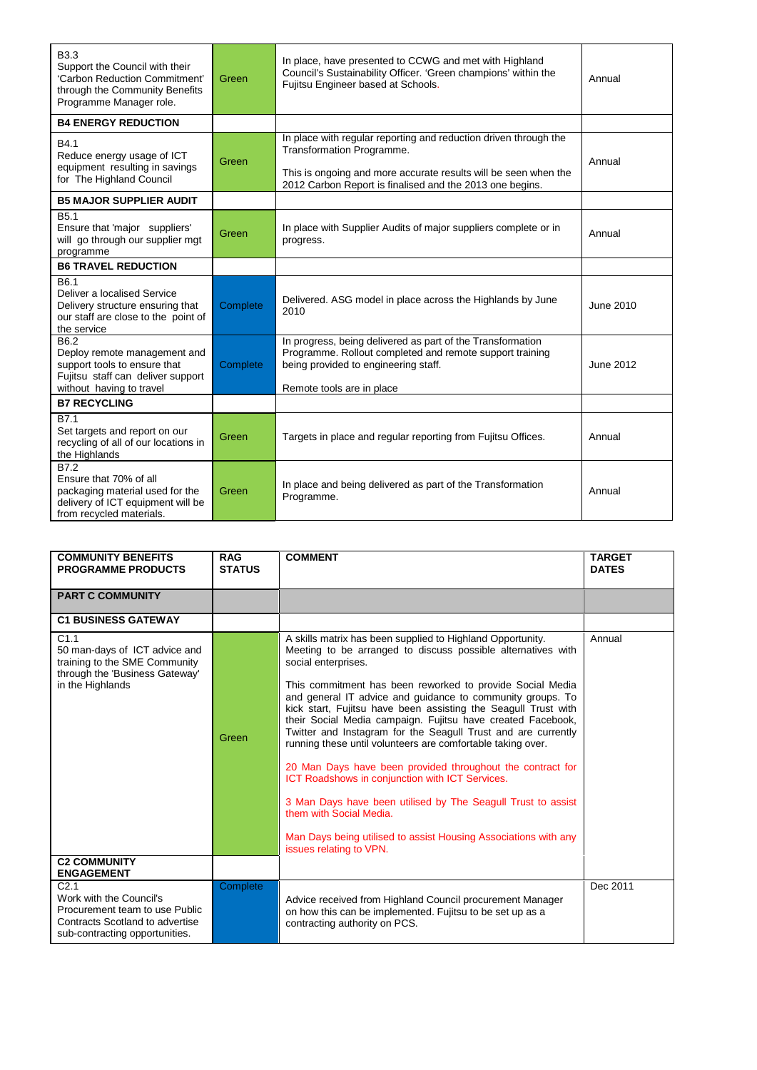| | | | |
|---|---|---|---|
| B3.3<br>Support the Council with their 'Carbon Reduction Commitment' through the Community Benefits Programme Manager role. | Green | In place, have presented to CCWG and met with Highland Council's Sustainability Officer. 'Green champions' within the Fujitsu Engineer based at Schools. | Annual |
| **B4 ENERGY REDUCTION** | | | |
| B4.1<br>Reduce energy usage of ICT equipment resulting in savings for The Highland Council | Green | In place with regular reporting and reduction driven through the Transformation Programme.<br><br>This is ongoing and more accurate results will be seen when the 2012 Carbon Report is finalised and the 2013 one begins. | Annual |
| **B5 MAJOR SUPPLIER AUDIT** | | | |
| B5.1<br>Ensure that 'major suppliers' will go through our supplier mgt programme | Green | In place with Supplier Audits of major suppliers complete or in progress. | Annual |
| **B6 TRAVEL REDUCTION** | | | |
| B6.1<br>Deliver a localised Service Delivery structure ensuring that our staff are close to the point of the service | Complete | Delivered. ASG model in place across the Highlands by June 2010 | June 2010 |
| B6.2<br>Deploy remote management and support tools to ensure that Fujitsu staff can deliver support without having to travel | Complete | In progress, being delivered as part of the Transformation Programme. Rollout completed and remote support training being provided to engineering staff.<br><br>Remote tools are in place | June 2012 |
| **B7 RECYCLING** | | | |
| B7.1<br>Set targets and report on our recycling of all of our locations in the Highlands | Green | Targets in place and regular reporting from Fujitsu Offices. | Annual |
| B7.2<br>Ensure that 70% of all packaging material used for the delivery of ICT equipment will be from recycled materials. | Green | In place and being delivered as part of the Transformation Programme. | Annual |

| COMMUNITY BENEFITS PROGRAMME PRODUCTS | RAG STATUS | COMMENT | TARGET DATES |
|---|---|---|---|
| **PART C COMMUNITY** | | | |
| **C1 BUSINESS GATEWAY** | | | |
| C1.1<br>50 man-days of ICT advice and training to the SME Community through the 'Business Gateway' in the Highlands | Green | A skills matrix has been supplied to Highland Opportunity. Meeting to be arranged to discuss possible alternatives with social enterprises.<br><br>This commitment has been reworked to provide Social Media and general IT advice and guidance to community groups. To kick start, Fujitsu have been assisting the Seagull Trust with their Social Media campaign. Fujitsu have created Facebook, Twitter and Instagram for the Seagull Trust and are currently running these until volunteers are comfortable taking over.<br><br>20 Man Days have been provided throughout the contract for ICT Roadshows in conjunction with ICT Services.<br><br>3 Man Days have been utilised by The Seagull Trust to assist them with Social Media.<br><br>Man Days being utilised to assist Housing Associations with any issues relating to VPN. | Annual |
| **C2 COMMUNITY ENGAGEMENT** | | | |
| C2.1<br>Work with the Council's Procurement team to use Public Contracts Scotland to advertise sub-contracting opportunities. | Complete | Advice received from Highland Council procurement Manager on how this can be implemented. Fujitsu to be set up as a contracting authority on PCS. | Dec 2011 |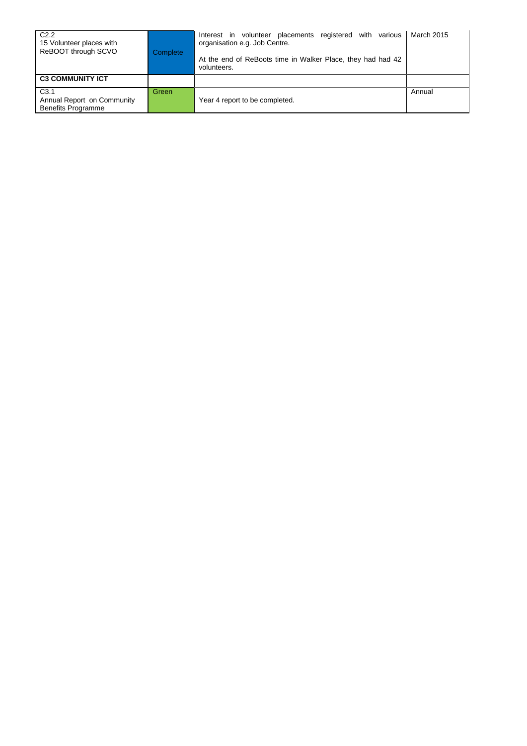| | | | |
|---|---|---|---|
| C2.2<br>15 Volunteer places with ReBOOT through SCVO | Complete | Interest in volunteer placements registered with various organisation e.g. Job Centre.<br><br>At the end of ReBoots time in Walker Place, they had had 42 volunteers. | March 2015 |
| **C3 COMMUNITY ICT** | | | |
| C3.1<br>Annual Report on Community Benefits Programme | Green | Year 4 report to be completed. | Annual |